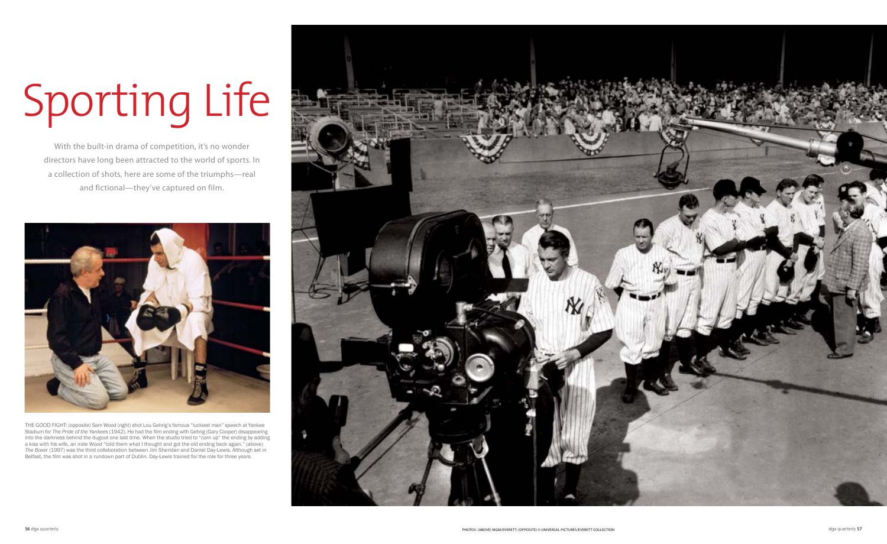# Sporting Life

With the built-in drama of competition, it's no wonder directors have long been attracted to the world of sports. In a collection of shots, here are some of the triumphs—real and fictional—they've captured on film.

THE GOOD FIGHT: (opposite) Sam Wood (right) shot Lou Gehrig's famous "luckiest man" speech at Yankee Stadium for *The Pride of the Yankees* (1942). He had the film ending with Gehrig (Gary Cooper) disappearing into the darkness behind the dugout one last time. When the studio tried to "corn up" the ending by adding a kiss with his wife, an irate Wood "told them what I thought and got the old ending back again." (above) *The Boxer* (1997) was the third collaboration between Jim Sheridan and Daniel Day-Lewis. Although set in Belfast, the film was shot in a rundown part of Dublin. Day-Lewis trained for the role for three years.

PHOTOS: (ABOVE) MGM/EVERETT; (OPPOSITE) © UNIVERSAL PICTURES/EVERETT COLLECTION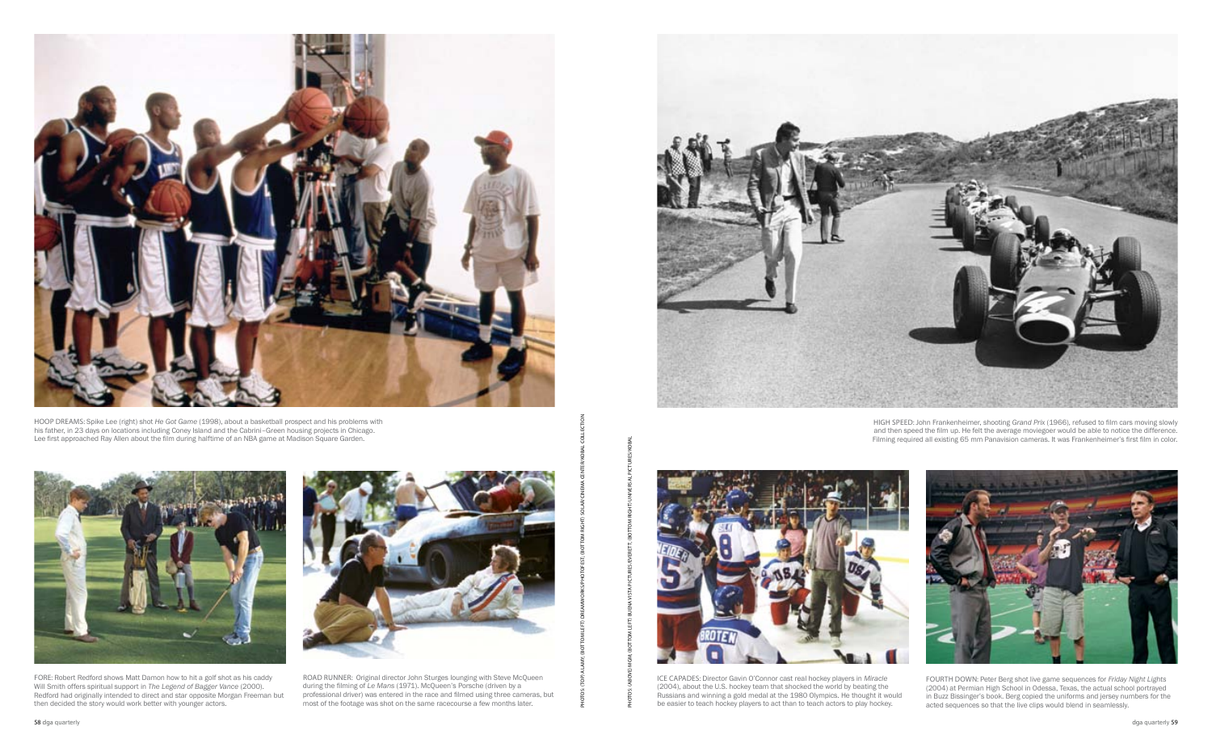HOOP DREAMS: Spike Lee (right) shot *He Got Game* (1998), about a basketball prospect and his problems with his father, in 23 days on locations including Coney Island and the Cabrini–Green housing projects in Chicago. Lee first approached Ray Allen about the film during halftime of an NBA game at Madison Square Garden.

FORE: Robert Redford shows Matt Damon how to hit a golf shot as his caddy Will Smith offers spiritual support in *The Legend of Bagger Vance* (2000). Redford had originally intended to direct and star opposite Morgan Freeman but then decided the story would work better with younger actors.

ROAD RUNNER: Original director John Sturges lounging with Steve McQueen during the filming of *Le Mans* (1971). McQueen's Porsche (driven by a professional driver) was entered in the race and filmed using three cameras, but most of the footage was shot on the same racecourse a few months later.

PHOTOS: (TOP) ALAMY; (BOTTOM LEFT) DREAMWORKS/PHOTOFEST; (BOTTOM RIGHT) SOLAR-CINEMA CENTER/KOBAL COLLECTION

PHOTOS: (ABOVE) MGM; (BOTTOM LEFT) BUENA VISTA PICTURES/EVERETT; (BOTTOM RIGHT) UNIVERSAL PICTURES/KOBAL

HIGH SPEED: John Frankenheimer, shooting *Grand Prix* (1966), refused to film cars moving slowly and then speed the film up. He felt the average moviegoer would be able to notice the difference. Filming required all existing 65 mm Panavision cameras. It was Frankenheimer's first film in color.

ICE CAPADES: Director Gavin O'Connor cast real hockey players in *Miracle* (2004), about the U.S. hockey team that shocked the world by beating the Russians and winning a gold medal at the 1980 Olympics. He thought it would be easier to teach hockey players to act than to teach actors to play hockey.

FOURTH DOWN: Peter Berg shot live game sequences for *Friday Night Lights* (2004) at Permian High School in Odessa, Texas, the actual school portrayed in Buzz Bissinger's book. Berg copied the uniforms and jersey numbers for the acted sequences so that the live clips would blend in seamlessly.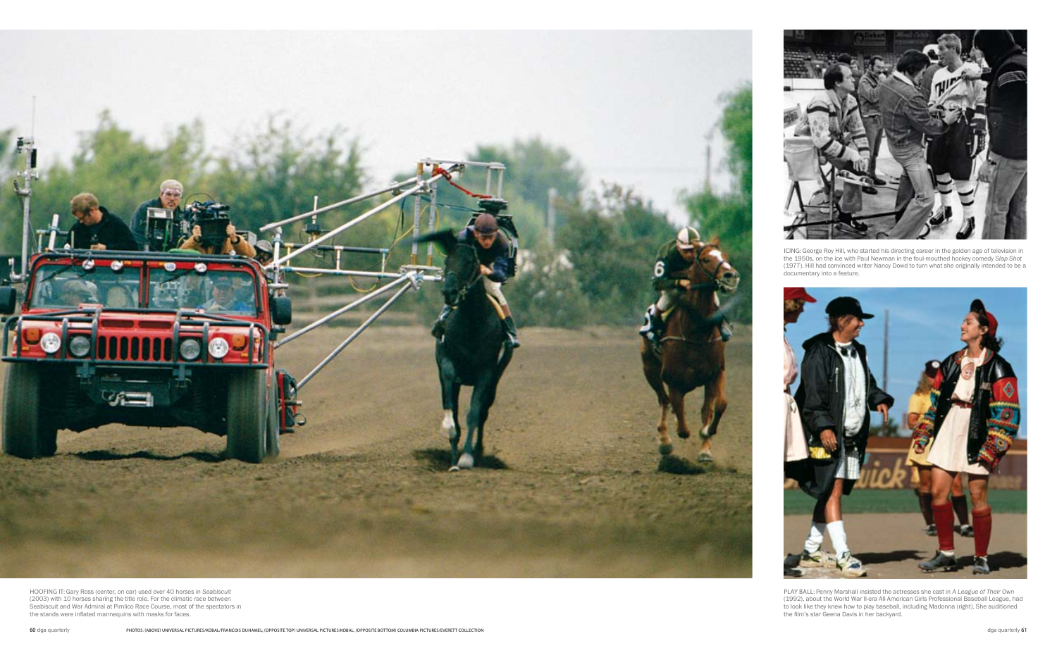HOOFING IT: Gary Ross (center, on car) used over 40 horses in *Seabiscuit* (2003) with 10 horses sharing the title role. For the climatic race between Seabiscuit and War Admiral at Pimlico Race Course, most of the spectators in the stands were inflated mannequins with masks for faces.

ICING: George Roy Hill, who started his directing career in the golden age of television in the 1950s, on the ice with Paul Newman in the foul-mouthed hockey comedy *Slap Shot* (1977). Hill had convinced writer Nancy Dowd to turn what she originally intended to be a documentary into a feature.

PLAY BALL: Penny Marshall insisted the actresses she cast in *A League of Their Own* (1992), about the World War II-era All-American Girls Professional Baseball League, had to look like they knew how to play baseball, including Madonna (right). She auditioned the film's star Geena Davis in her backyard.

PHOTOS: (ABOVE) UNIVERSAL PICTURES/KOBAL/FRANCOIS DUHAMEL; (OPPOSITE TOP) UNIVERSAL PICTURES/KOBAL; (OPPOSITE BOTTOM) COLUMBIA PICTURES/EVERETT COLLECTION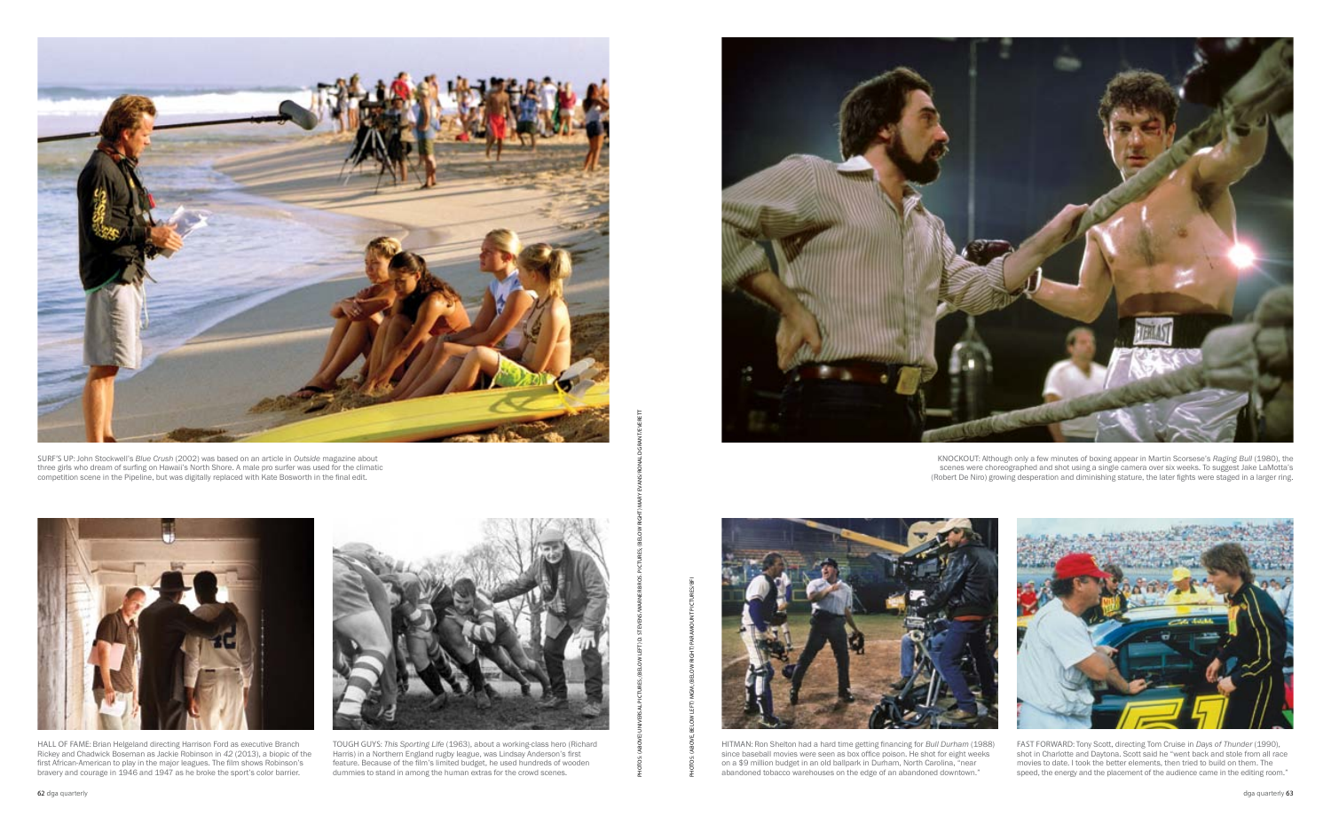SURF'S UP: John Stockwell's *Blue Crush* (2002) was based on an article in *Outside* magazine about three girls who dream of surfing on Hawaii's North Shore. A male pro surfer was used for the climatic competition scene in the Pipeline, but was digitally replaced with Kate Bosworth in the final edit.

KNOCKOUT: Although only a few minutes of boxing appear in Martin Scorsese's *Raging Bull* (1980), the scenes were choreographed and shot using a single camera over six weeks. To suggest Jake LaMotta's (Robert De Niro) growing desperation and diminishing stature, the later fights were staged in a larger ring.

HALL OF FAME: Brian Helgeland directing Harrison Ford as executive Branch Rickey and Chadwick Boseman as Jackie Robinson in *42* (2013), a biopic of the first African-American to play in the major leagues. The film shows Robinson's bravery and courage in 1946 and 1947 as he broke the sport's color barrier.

TOUGH GUYS: *This Sporting Life* (1963), about a working-class hero (Richard Harris) in a Northern England rugby league, was Lindsay Anderson's first feature. Because of the film's limited budget, he used hundreds of wooden dummies to stand in among the human extras for the crowd scenes.

PHOTOS: (ABOVE) UNIVERSAL PICTURES; (BELOW LEFT) D. STEVENS/WARNER BROS. PICTURES; (BELOW RIGHT) MARY EVANS/RONALD GRANT/EVERETT

PHOTOS: (ABOVE, BELOW LEFT) MGM; (BELOW RIGHT) PARAMOUNT PICTURES/BFI

HITMAN: Ron Shelton had a hard time getting financing for *Bull Durham* (1988) since baseball movies were seen as box office poison. He shot for eight weeks on a $9 million budget in an old ballpark in Durham, North Carolina, "near abandoned tobacco warehouses on the edge of an abandoned downtown."

FAST FORWARD: Tony Scott, directing Tom Cruise in *Days of Thunder* (1990), shot in Charlotte and Daytona. Scott said he "went back and stole from all race movies to date. I took the better elements, then tried to build on them. The speed, the energy and the placement of the audience came in the editing room."